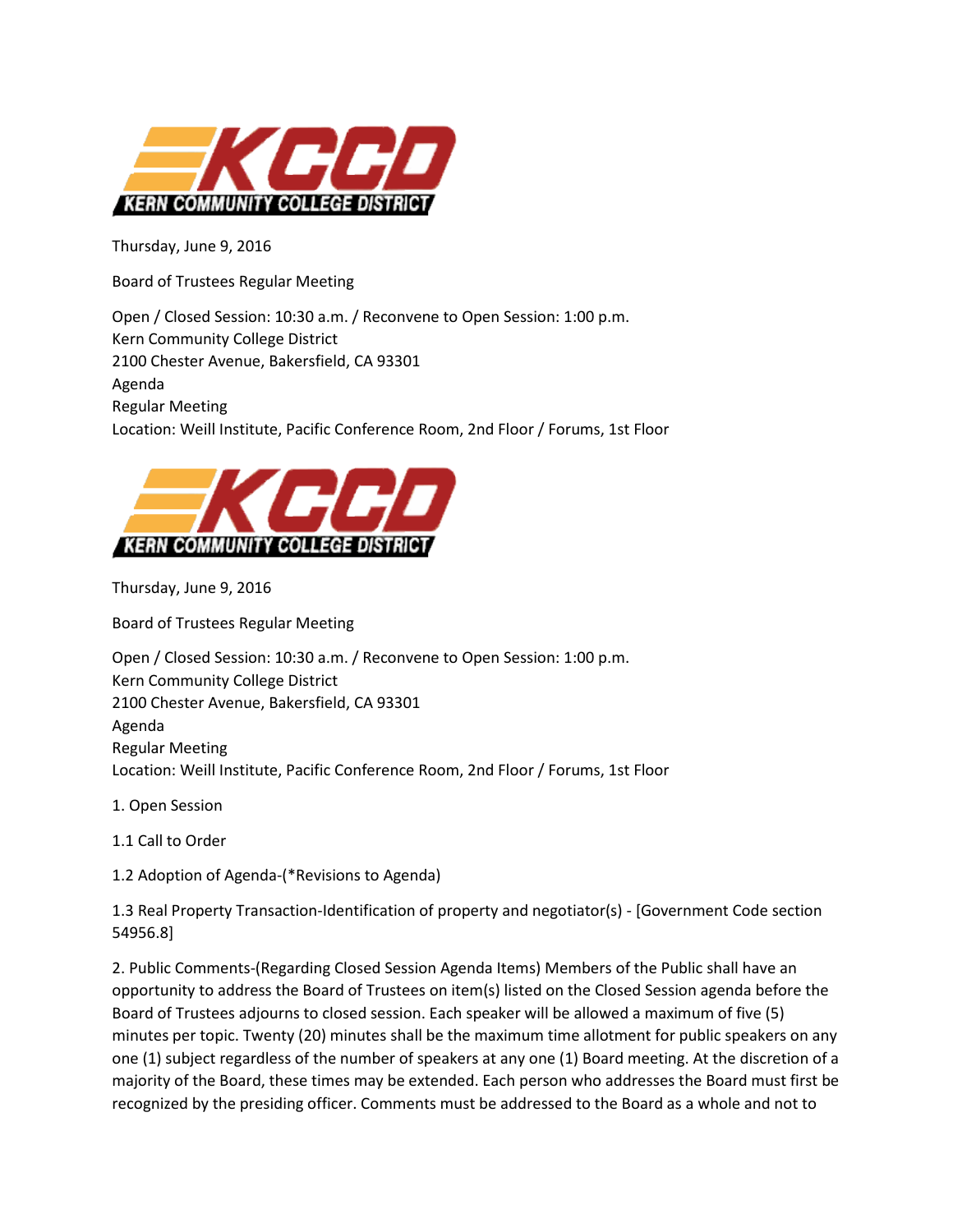KCCD
KERN COMMUNITY COLLEGE DISTRICT

Thursday, June 9, 2016

Board of Trustees Regular Meeting

Open / Closed Session: 10:30 a.m. / Reconvene to Open Session: 1:00 p.m.
Kern Community College District
2100 Chester Avenue, Bakersfield, CA 93301
Agenda
Regular Meeting
Location: Weill Institute, Pacific Conference Room, 2nd Floor / Forums, 1st Floor

KCCD
KERN COMMUNITY COLLEGE DISTRICT

Thursday, June 9, 2016

Board of Trustees Regular Meeting

Open / Closed Session: 10:30 a.m. / Reconvene to Open Session: 1:00 p.m.
Kern Community College District
2100 Chester Avenue, Bakersfield, CA 93301
Agenda
Regular Meeting
Location: Weill Institute, Pacific Conference Room, 2nd Floor / Forums, 1st Floor

1. Open Session

1.1 Call to Order

1.2 Adoption of Agenda-(*Revisions to Agenda)

1.3 Real Property Transaction-Identification of property and negotiator(s) - [Government Code section 54956.8]

2. Public Comments-(Regarding Closed Session Agenda Items) Members of the Public shall have an opportunity to address the Board of Trustees on item(s) listed on the Closed Session agenda before the Board of Trustees adjourns to closed session. Each speaker will be allowed a maximum of five (5) minutes per topic. Twenty (20) minutes shall be the maximum time allotment for public speakers on any one (1) subject regardless of the number of speakers at any one (1) Board meeting. At the discretion of a majority of the Board, these times may be extended. Each person who addresses the Board must first be recognized by the presiding officer. Comments must be addressed to the Board as a whole and not to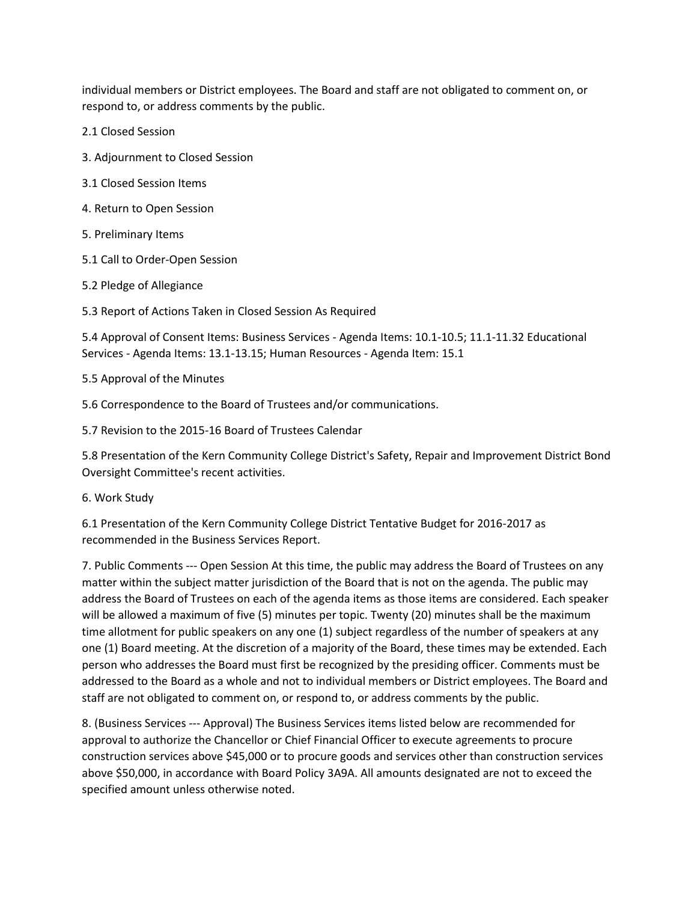individual members or District employees. The Board and staff are not obligated to comment on, or respond to, or address comments by the public.

2.1 Closed Session

3. Adjournment to Closed Session

3.1 Closed Session Items

4. Return to Open Session

5. Preliminary Items

5.1 Call to Order-Open Session

5.2 Pledge of Allegiance

5.3 Report of Actions Taken in Closed Session As Required

5.4 Approval of Consent Items: Business Services - Agenda Items: 10.1-10.5; 11.1-11.32 Educational Services - Agenda Items: 13.1-13.15; Human Resources - Agenda Item: 15.1

5.5 Approval of the Minutes

5.6 Correspondence to the Board of Trustees and/or communications.

5.7 Revision to the 2015-16 Board of Trustees Calendar

5.8 Presentation of the Kern Community College District's Safety, Repair and Improvement District Bond Oversight Committee's recent activities.

6. Work Study

6.1 Presentation of the Kern Community College District Tentative Budget for 2016-2017 as recommended in the Business Services Report.

7. Public Comments --- Open Session At this time, the public may address the Board of Trustees on any matter within the subject matter jurisdiction of the Board that is not on the agenda. The public may address the Board of Trustees on each of the agenda items as those items are considered. Each speaker will be allowed a maximum of five (5) minutes per topic. Twenty (20) minutes shall be the maximum time allotment for public speakers on any one (1) subject regardless of the number of speakers at any one (1) Board meeting. At the discretion of a majority of the Board, these times may be extended. Each person who addresses the Board must first be recognized by the presiding officer. Comments must be addressed to the Board as a whole and not to individual members or District employees. The Board and staff are not obligated to comment on, or respond to, or address comments by the public.

8. (Business Services --- Approval) The Business Services items listed below are recommended for approval to authorize the Chancellor or Chief Financial Officer to execute agreements to procure construction services above $45,000 or to procure goods and services other than construction services above $50,000, in accordance with Board Policy 3A9A. All amounts designated are not to exceed the specified amount unless otherwise noted.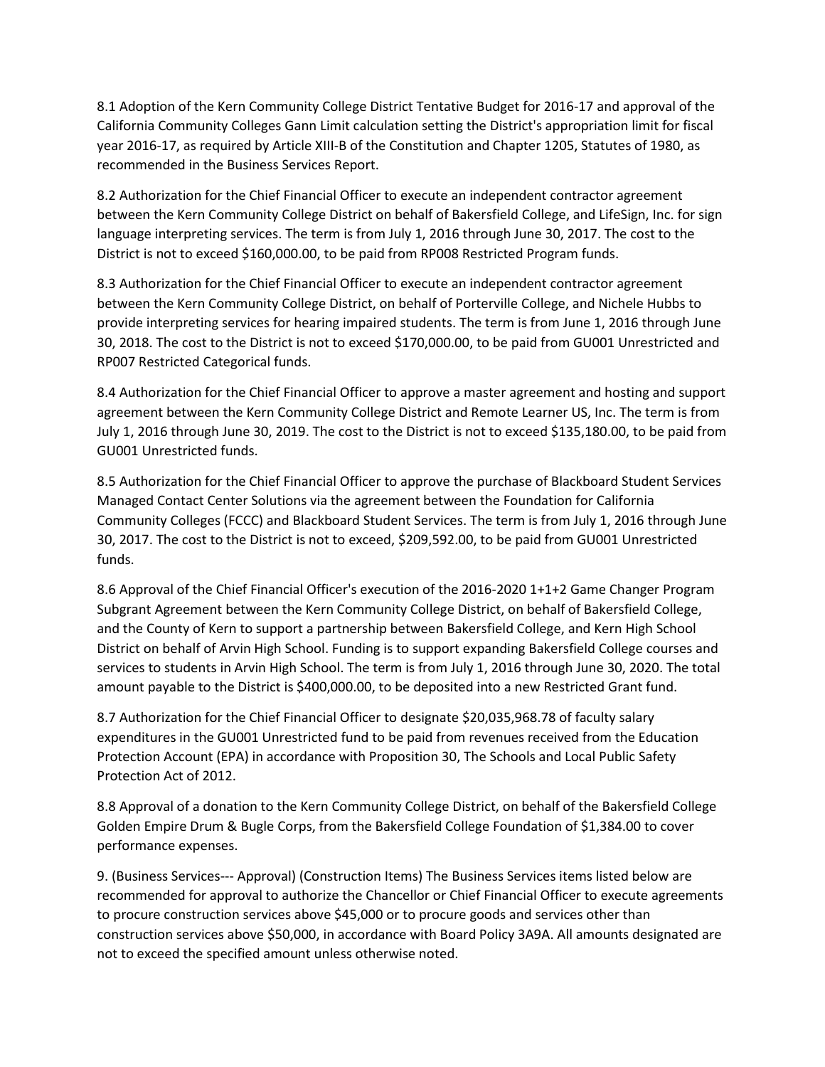8.1 Adoption of the Kern Community College District Tentative Budget for 2016-17 and approval of the California Community Colleges Gann Limit calculation setting the District's appropriation limit for fiscal year 2016-17, as required by Article XIII-B of the Constitution and Chapter 1205, Statutes of 1980, as recommended in the Business Services Report.

8.2 Authorization for the Chief Financial Officer to execute an independent contractor agreement between the Kern Community College District on behalf of Bakersfield College, and LifeSign, Inc. for sign language interpreting services. The term is from July 1, 2016 through June 30, 2017. The cost to the District is not to exceed $160,000.00, to be paid from RP008 Restricted Program funds.

8.3 Authorization for the Chief Financial Officer to execute an independent contractor agreement between the Kern Community College District, on behalf of Porterville College, and Nichele Hubbs to provide interpreting services for hearing impaired students. The term is from June 1, 2016 through June 30, 2018. The cost to the District is not to exceed $170,000.00, to be paid from GU001 Unrestricted and RP007 Restricted Categorical funds.

8.4 Authorization for the Chief Financial Officer to approve a master agreement and hosting and support agreement between the Kern Community College District and Remote Learner US, Inc. The term is from July 1, 2016 through June 30, 2019. The cost to the District is not to exceed $135,180.00, to be paid from GU001 Unrestricted funds.

8.5 Authorization for the Chief Financial Officer to approve the purchase of Blackboard Student Services Managed Contact Center Solutions via the agreement between the Foundation for California Community Colleges (FCCC) and Blackboard Student Services. The term is from July 1, 2016 through June 30, 2017. The cost to the District is not to exceed, $209,592.00, to be paid from GU001 Unrestricted funds.

8.6 Approval of the Chief Financial Officer's execution of the 2016-2020 1+1+2 Game Changer Program Subgrant Agreement between the Kern Community College District, on behalf of Bakersfield College, and the County of Kern to support a partnership between Bakersfield College, and Kern High School District on behalf of Arvin High School. Funding is to support expanding Bakersfield College courses and services to students in Arvin High School. The term is from July 1, 2016 through June 30, 2020. The total amount payable to the District is $400,000.00, to be deposited into a new Restricted Grant fund.

8.7 Authorization for the Chief Financial Officer to designate $20,035,968.78 of faculty salary expenditures in the GU001 Unrestricted fund to be paid from revenues received from the Education Protection Account (EPA) in accordance with Proposition 30, The Schools and Local Public Safety Protection Act of 2012.

8.8 Approval of a donation to the Kern Community College District, on behalf of the Bakersfield College Golden Empire Drum & Bugle Corps, from the Bakersfield College Foundation of $1,384.00 to cover performance expenses.

9. (Business Services--- Approval) (Construction Items) The Business Services items listed below are recommended for approval to authorize the Chancellor or Chief Financial Officer to execute agreements to procure construction services above $45,000 or to procure goods and services other than construction services above $50,000, in accordance with Board Policy 3A9A. All amounts designated are not to exceed the specified amount unless otherwise noted.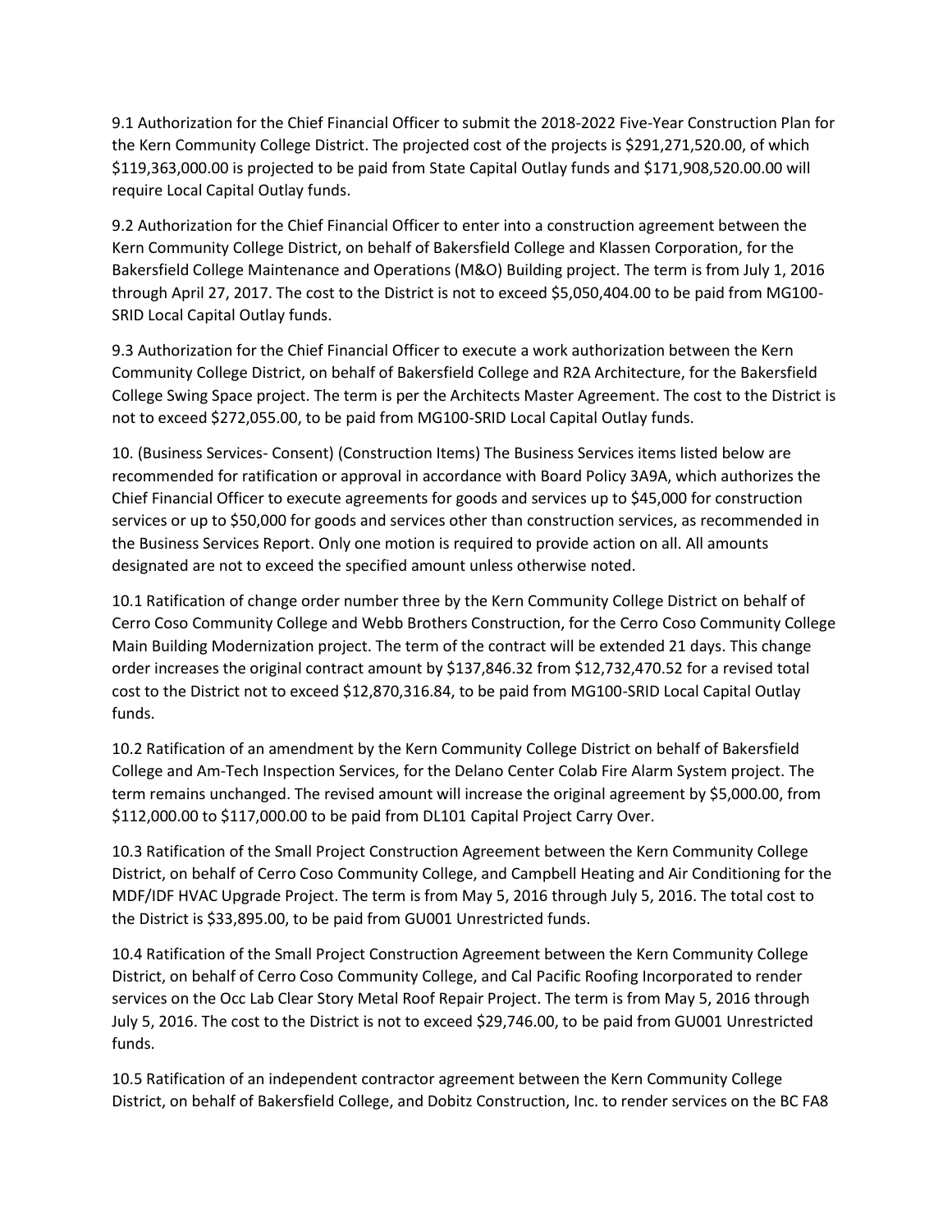9.1 Authorization for the Chief Financial Officer to submit the 2018-2022 Five-Year Construction Plan for the Kern Community College District. The projected cost of the projects is $291,271,520.00, of which $119,363,000.00 is projected to be paid from State Capital Outlay funds and $171,908,520.00.00 will require Local Capital Outlay funds.

9.2 Authorization for the Chief Financial Officer to enter into a construction agreement between the Kern Community College District, on behalf of Bakersfield College and Klassen Corporation, for the Bakersfield College Maintenance and Operations (M&O) Building project. The term is from July 1, 2016 through April 27, 2017. The cost to the District is not to exceed $5,050,404.00 to be paid from MG100-SRID Local Capital Outlay funds.

9.3 Authorization for the Chief Financial Officer to execute a work authorization between the Kern Community College District, on behalf of Bakersfield College and R2A Architecture, for the Bakersfield College Swing Space project. The term is per the Architects Master Agreement. The cost to the District is not to exceed $272,055.00, to be paid from MG100-SRID Local Capital Outlay funds.

10. (Business Services- Consent) (Construction Items) The Business Services items listed below are recommended for ratification or approval in accordance with Board Policy 3A9A, which authorizes the Chief Financial Officer to execute agreements for goods and services up to $45,000 for construction services or up to $50,000 for goods and services other than construction services, as recommended in the Business Services Report. Only one motion is required to provide action on all. All amounts designated are not to exceed the specified amount unless otherwise noted.

10.1 Ratification of change order number three by the Kern Community College District on behalf of Cerro Coso Community College and Webb Brothers Construction, for the Cerro Coso Community College Main Building Modernization project. The term of the contract will be extended 21 days. This change order increases the original contract amount by $137,846.32 from $12,732,470.52 for a revised total cost to the District not to exceed $12,870,316.84, to be paid from MG100-SRID Local Capital Outlay funds.

10.2 Ratification of an amendment by the Kern Community College District on behalf of Bakersfield College and Am-Tech Inspection Services, for the Delano Center Colab Fire Alarm System project. The term remains unchanged. The revised amount will increase the original agreement by $5,000.00, from $112,000.00 to $117,000.00 to be paid from DL101 Capital Project Carry Over.

10.3 Ratification of the Small Project Construction Agreement between the Kern Community College District, on behalf of Cerro Coso Community College, and Campbell Heating and Air Conditioning for the MDF/IDF HVAC Upgrade Project. The term is from May 5, 2016 through July 5, 2016. The total cost to the District is $33,895.00, to be paid from GU001 Unrestricted funds.

10.4 Ratification of the Small Project Construction Agreement between the Kern Community College District, on behalf of Cerro Coso Community College, and Cal Pacific Roofing Incorporated to render services on the Occ Lab Clear Story Metal Roof Repair Project. The term is from May 5, 2016 through July 5, 2016. The cost to the District is not to exceed $29,746.00, to be paid from GU001 Unrestricted funds.

10.5 Ratification of an independent contractor agreement between the Kern Community College District, on behalf of Bakersfield College, and Dobitz Construction, Inc. to render services on the BC FA8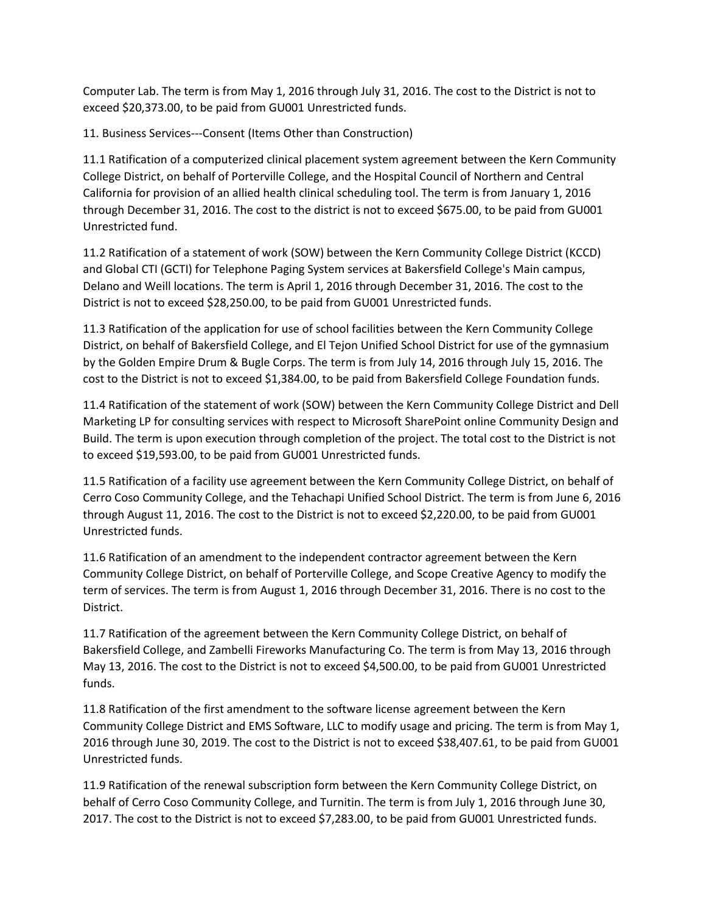Computer Lab. The term is from May 1, 2016 through July 31, 2016. The cost to the District is not to exceed $20,373.00, to be paid from GU001 Unrestricted funds.

11. Business Services---Consent (Items Other than Construction)

11.1 Ratification of a computerized clinical placement system agreement between the Kern Community College District, on behalf of Porterville College, and the Hospital Council of Northern and Central California for provision of an allied health clinical scheduling tool. The term is from January 1, 2016 through December 31, 2016. The cost to the district is not to exceed $675.00, to be paid from GU001 Unrestricted fund.

11.2 Ratification of a statement of work (SOW) between the Kern Community College District (KCCD) and Global CTI (GCTI) for Telephone Paging System services at Bakersfield College's Main campus, Delano and Weill locations. The term is April 1, 2016 through December 31, 2016. The cost to the District is not to exceed $28,250.00, to be paid from GU001 Unrestricted funds.

11.3 Ratification of the application for use of school facilities between the Kern Community College District, on behalf of Bakersfield College, and El Tejon Unified School District for use of the gymnasium by the Golden Empire Drum & Bugle Corps. The term is from July 14, 2016 through July 15, 2016. The cost to the District is not to exceed $1,384.00, to be paid from Bakersfield College Foundation funds.

11.4 Ratification of the statement of work (SOW) between the Kern Community College District and Dell Marketing LP for consulting services with respect to Microsoft SharePoint online Community Design and Build. The term is upon execution through completion of the project. The total cost to the District is not to exceed $19,593.00, to be paid from GU001 Unrestricted funds.

11.5 Ratification of a facility use agreement between the Kern Community College District, on behalf of Cerro Coso Community College, and the Tehachapi Unified School District. The term is from June 6, 2016 through August 11, 2016. The cost to the District is not to exceed $2,220.00, to be paid from GU001 Unrestricted funds.

11.6 Ratification of an amendment to the independent contractor agreement between the Kern Community College District, on behalf of Porterville College, and Scope Creative Agency to modify the term of services. The term is from August 1, 2016 through December 31, 2016. There is no cost to the District.

11.7 Ratification of the agreement between the Kern Community College District, on behalf of Bakersfield College, and Zambelli Fireworks Manufacturing Co. The term is from May 13, 2016 through May 13, 2016. The cost to the District is not to exceed $4,500.00, to be paid from GU001 Unrestricted funds.

11.8 Ratification of the first amendment to the software license agreement between the Kern Community College District and EMS Software, LLC to modify usage and pricing. The term is from May 1, 2016 through June 30, 2019. The cost to the District is not to exceed $38,407.61, to be paid from GU001 Unrestricted funds.

11.9 Ratification of the renewal subscription form between the Kern Community College District, on behalf of Cerro Coso Community College, and Turnitin. The term is from July 1, 2016 through June 30, 2017. The cost to the District is not to exceed $7,283.00, to be paid from GU001 Unrestricted funds.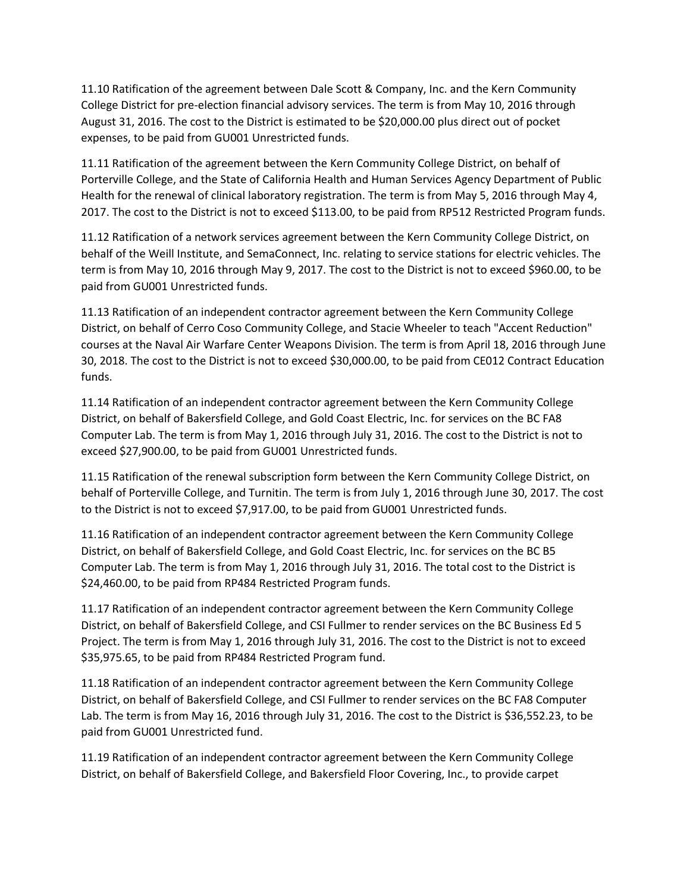11.10 Ratification of the agreement between Dale Scott & Company, Inc. and the Kern Community College District for pre-election financial advisory services. The term is from May 10, 2016 through August 31, 2016. The cost to the District is estimated to be $20,000.00 plus direct out of pocket expenses, to be paid from GU001 Unrestricted funds.

11.11 Ratification of the agreement between the Kern Community College District, on behalf of Porterville College, and the State of California Health and Human Services Agency Department of Public Health for the renewal of clinical laboratory registration. The term is from May 5, 2016 through May 4, 2017. The cost to the District is not to exceed $113.00, to be paid from RP512 Restricted Program funds.

11.12 Ratification of a network services agreement between the Kern Community College District, on behalf of the Weill Institute, and SemaConnect, Inc. relating to service stations for electric vehicles. The term is from May 10, 2016 through May 9, 2017. The cost to the District is not to exceed $960.00, to be paid from GU001 Unrestricted funds.

11.13 Ratification of an independent contractor agreement between the Kern Community College District, on behalf of Cerro Coso Community College, and Stacie Wheeler to teach "Accent Reduction" courses at the Naval Air Warfare Center Weapons Division. The term is from April 18, 2016 through June 30, 2018. The cost to the District is not to exceed $30,000.00, to be paid from CE012 Contract Education funds.

11.14 Ratification of an independent contractor agreement between the Kern Community College District, on behalf of Bakersfield College, and Gold Coast Electric, Inc. for services on the BC FA8 Computer Lab. The term is from May 1, 2016 through July 31, 2016. The cost to the District is not to exceed $27,900.00, to be paid from GU001 Unrestricted funds.

11.15 Ratification of the renewal subscription form between the Kern Community College District, on behalf of Porterville College, and Turnitin. The term is from July 1, 2016 through June 30, 2017. The cost to the District is not to exceed $7,917.00, to be paid from GU001 Unrestricted funds.

11.16 Ratification of an independent contractor agreement between the Kern Community College District, on behalf of Bakersfield College, and Gold Coast Electric, Inc. for services on the BC B5 Computer Lab. The term is from May 1, 2016 through July 31, 2016. The total cost to the District is $24,460.00, to be paid from RP484 Restricted Program funds.

11.17 Ratification of an independent contractor agreement between the Kern Community College District, on behalf of Bakersfield College, and CSI Fullmer to render services on the BC Business Ed 5 Project. The term is from May 1, 2016 through July 31, 2016. The cost to the District is not to exceed $35,975.65, to be paid from RP484 Restricted Program fund.

11.18 Ratification of an independent contractor agreement between the Kern Community College District, on behalf of Bakersfield College, and CSI Fullmer to render services on the BC FA8 Computer Lab. The term is from May 16, 2016 through July 31, 2016. The cost to the District is $36,552.23, to be paid from GU001 Unrestricted fund.

11.19 Ratification of an independent contractor agreement between the Kern Community College District, on behalf of Bakersfield College, and Bakersfield Floor Covering, Inc., to provide carpet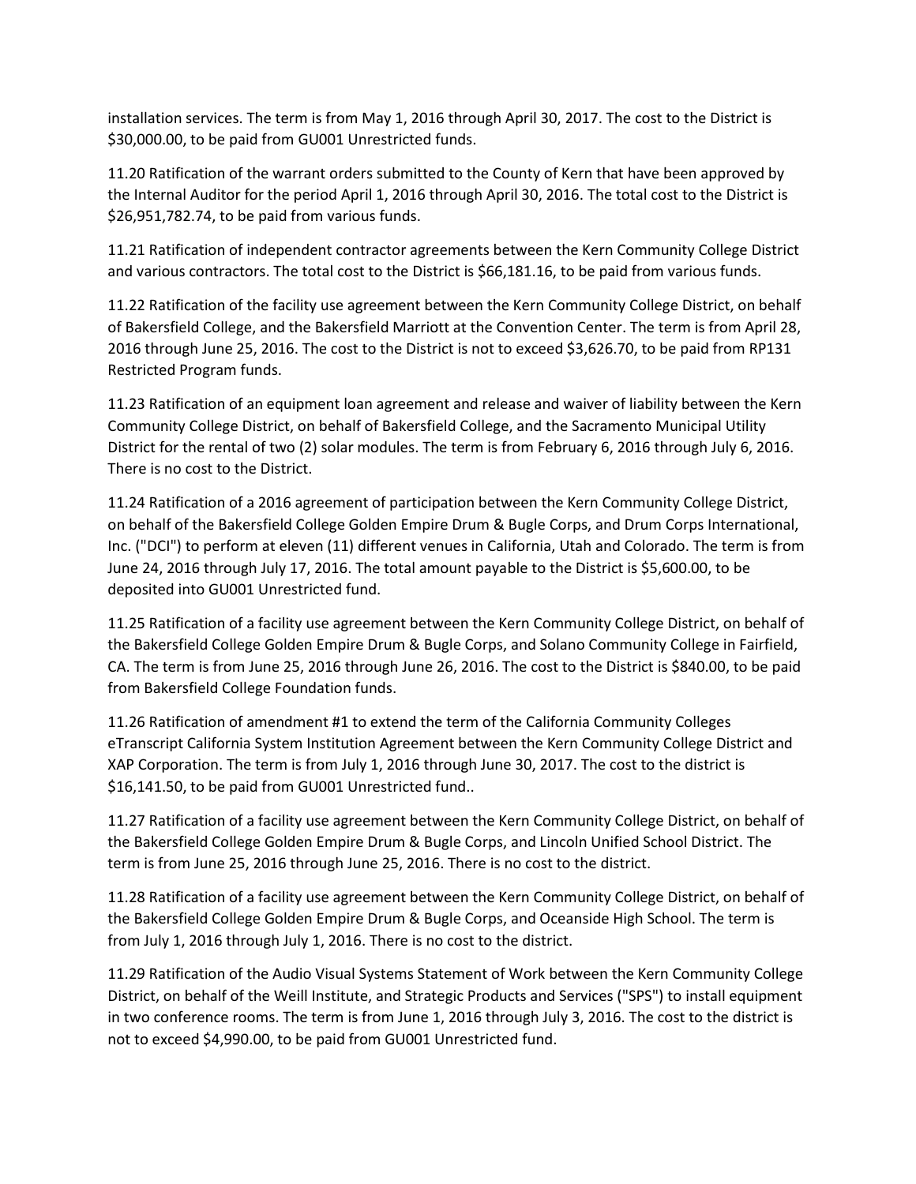installation services. The term is from May 1, 2016 through April 30, 2017. The cost to the District is $30,000.00, to be paid from GU001 Unrestricted funds.

11.20 Ratification of the warrant orders submitted to the County of Kern that have been approved by the Internal Auditor for the period April 1, 2016 through April 30, 2016. The total cost to the District is $26,951,782.74, to be paid from various funds.

11.21 Ratification of independent contractor agreements between the Kern Community College District and various contractors. The total cost to the District is $66,181.16, to be paid from various funds.

11.22 Ratification of the facility use agreement between the Kern Community College District, on behalf of Bakersfield College, and the Bakersfield Marriott at the Convention Center. The term is from April 28, 2016 through June 25, 2016. The cost to the District is not to exceed $3,626.70, to be paid from RP131 Restricted Program funds.

11.23 Ratification of an equipment loan agreement and release and waiver of liability between the Kern Community College District, on behalf of Bakersfield College, and the Sacramento Municipal Utility District for the rental of two (2) solar modules. The term is from February 6, 2016 through July 6, 2016. There is no cost to the District.

11.24 Ratification of a 2016 agreement of participation between the Kern Community College District, on behalf of the Bakersfield College Golden Empire Drum & Bugle Corps, and Drum Corps International, Inc. ("DCI") to perform at eleven (11) different venues in California, Utah and Colorado. The term is from June 24, 2016 through July 17, 2016. The total amount payable to the District is $5,600.00, to be deposited into GU001 Unrestricted fund.

11.25 Ratification of a facility use agreement between the Kern Community College District, on behalf of the Bakersfield College Golden Empire Drum & Bugle Corps, and Solano Community College in Fairfield, CA. The term is from June 25, 2016 through June 26, 2016. The cost to the District is $840.00, to be paid from Bakersfield College Foundation funds.

11.26 Ratification of amendment #1 to extend the term of the California Community Colleges eTranscript California System Institution Agreement between the Kern Community College District and XAP Corporation. The term is from July 1, 2016 through June 30, 2017. The cost to the district is $16,141.50, to be paid from GU001 Unrestricted fund..

11.27 Ratification of a facility use agreement between the Kern Community College District, on behalf of the Bakersfield College Golden Empire Drum & Bugle Corps, and Lincoln Unified School District. The term is from June 25, 2016 through June 25, 2016. There is no cost to the district.

11.28 Ratification of a facility use agreement between the Kern Community College District, on behalf of the Bakersfield College Golden Empire Drum & Bugle Corps, and Oceanside High School. The term is from July 1, 2016 through July 1, 2016. There is no cost to the district.

11.29 Ratification of the Audio Visual Systems Statement of Work between the Kern Community College District, on behalf of the Weill Institute, and Strategic Products and Services ("SPS") to install equipment in two conference rooms. The term is from June 1, 2016 through July 3, 2016. The cost to the district is not to exceed $4,990.00, to be paid from GU001 Unrestricted fund.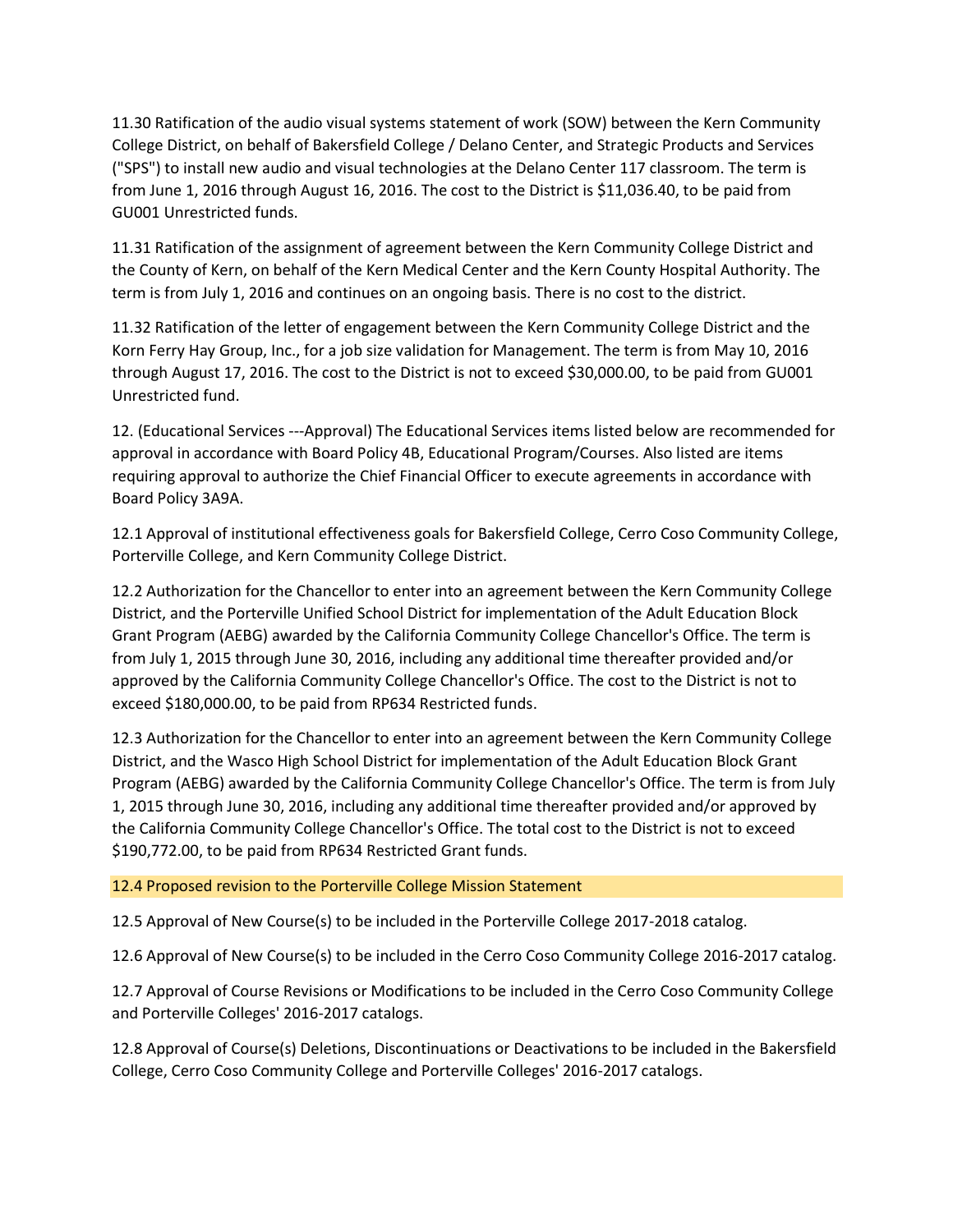11.30 Ratification of the audio visual systems statement of work (SOW) between the Kern Community College District, on behalf of Bakersfield College / Delano Center, and Strategic Products and Services ("SPS") to install new audio and visual technologies at the Delano Center 117 classroom. The term is from June 1, 2016 through August 16, 2016. The cost to the District is $11,036.40, to be paid from GU001 Unrestricted funds.

11.31 Ratification of the assignment of agreement between the Kern Community College District and the County of Kern, on behalf of the Kern Medical Center and the Kern County Hospital Authority. The term is from July 1, 2016 and continues on an ongoing basis. There is no cost to the district.

11.32 Ratification of the letter of engagement between the Kern Community College District and the Korn Ferry Hay Group, Inc., for a job size validation for Management. The term is from May 10, 2016 through August 17, 2016. The cost to the District is not to exceed $30,000.00, to be paid from GU001 Unrestricted fund.

12. (Educational Services ---Approval) The Educational Services items listed below are recommended for approval in accordance with Board Policy 4B, Educational Program/Courses. Also listed are items requiring approval to authorize the Chief Financial Officer to execute agreements in accordance with Board Policy 3A9A.

12.1 Approval of institutional effectiveness goals for Bakersfield College, Cerro Coso Community College, Porterville College, and Kern Community College District.

12.2 Authorization for the Chancellor to enter into an agreement between the Kern Community College District, and the Porterville Unified School District for implementation of the Adult Education Block Grant Program (AEBG) awarded by the California Community College Chancellor's Office. The term is from July 1, 2015 through June 30, 2016, including any additional time thereafter provided and/or approved by the California Community College Chancellor's Office. The cost to the District is not to exceed $180,000.00, to be paid from RP634 Restricted funds.

12.3 Authorization for the Chancellor to enter into an agreement between the Kern Community College District, and the Wasco High School District for implementation of the Adult Education Block Grant Program (AEBG) awarded by the California Community College Chancellor's Office. The term is from July 1, 2015 through June 30, 2016, including any additional time thereafter provided and/or approved by the California Community College Chancellor's Office. The total cost to the District is not to exceed $190,772.00, to be paid from RP634 Restricted Grant funds.

12.4 Proposed revision to the Porterville College Mission Statement

12.5 Approval of New Course(s) to be included in the Porterville College 2017-2018 catalog.

12.6 Approval of New Course(s) to be included in the Cerro Coso Community College 2016-2017 catalog.

12.7 Approval of Course Revisions or Modifications to be included in the Cerro Coso Community College and Porterville Colleges' 2016-2017 catalogs.

12.8 Approval of Course(s) Deletions, Discontinuations or Deactivations to be included in the Bakersfield College, Cerro Coso Community College and Porterville Colleges' 2016-2017 catalogs.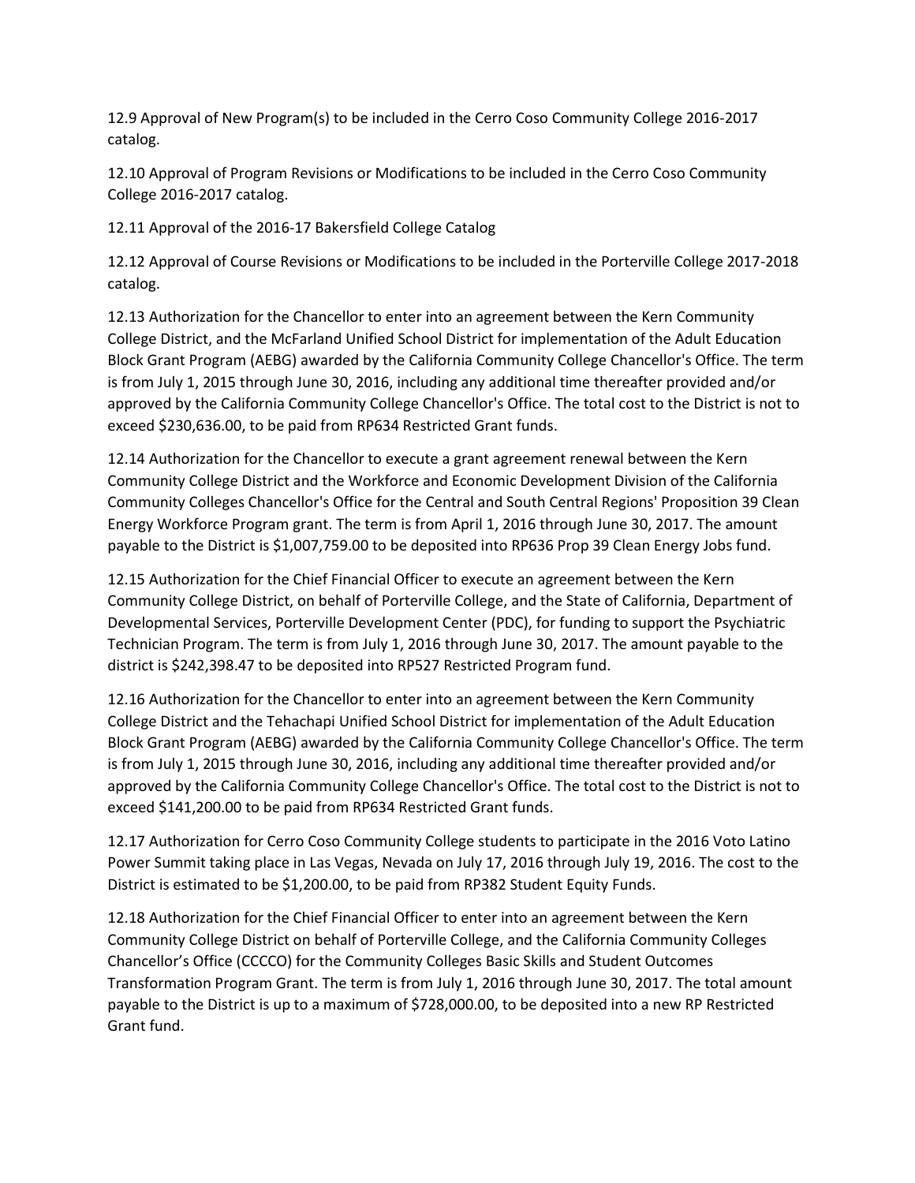12.9 Approval of New Program(s) to be included in the Cerro Coso Community College 2016-2017 catalog.

12.10 Approval of Program Revisions or Modifications to be included in the Cerro Coso Community College 2016-2017 catalog.

12.11 Approval of the 2016-17 Bakersfield College Catalog

12.12 Approval of Course Revisions or Modifications to be included in the Porterville College 2017-2018 catalog.

12.13 Authorization for the Chancellor to enter into an agreement between the Kern Community College District, and the McFarland Unified School District for implementation of the Adult Education Block Grant Program (AEBG) awarded by the California Community College Chancellor's Office. The term is from July 1, 2015 through June 30, 2016, including any additional time thereafter provided and/or approved by the California Community College Chancellor's Office. The total cost to the District is not to exceed $230,636.00, to be paid from RP634 Restricted Grant funds.

12.14 Authorization for the Chancellor to execute a grant agreement renewal between the Kern Community College District and the Workforce and Economic Development Division of the California Community Colleges Chancellor's Office for the Central and South Central Regions' Proposition 39 Clean Energy Workforce Program grant. The term is from April 1, 2016 through June 30, 2017. The amount payable to the District is $1,007,759.00 to be deposited into RP636 Prop 39 Clean Energy Jobs fund.

12.15 Authorization for the Chief Financial Officer to execute an agreement between the Kern Community College District, on behalf of Porterville College, and the State of California, Department of Developmental Services, Porterville Development Center (PDC), for funding to support the Psychiatric Technician Program. The term is from July 1, 2016 through June 30, 2017. The amount payable to the district is $242,398.47 to be deposited into RP527 Restricted Program fund.

12.16 Authorization for the Chancellor to enter into an agreement between the Kern Community College District and the Tehachapi Unified School District for implementation of the Adult Education Block Grant Program (AEBG) awarded by the California Community College Chancellor's Office. The term is from July 1, 2015 through June 30, 2016, including any additional time thereafter provided and/or approved by the California Community College Chancellor's Office. The total cost to the District is not to exceed $141,200.00 to be paid from RP634 Restricted Grant funds.

12.17 Authorization for Cerro Coso Community College students to participate in the 2016 Voto Latino Power Summit taking place in Las Vegas, Nevada on July 17, 2016 through July 19, 2016. The cost to the District is estimated to be $1,200.00, to be paid from RP382 Student Equity Funds.

12.18 Authorization for the Chief Financial Officer to enter into an agreement between the Kern Community College District on behalf of Porterville College, and the California Community Colleges Chancellor's Office (CCCCO) for the Community Colleges Basic Skills and Student Outcomes Transformation Program Grant. The term is from July 1, 2016 through June 30, 2017. The total amount payable to the District is up to a maximum of $728,000.00, to be deposited into a new RP Restricted Grant fund.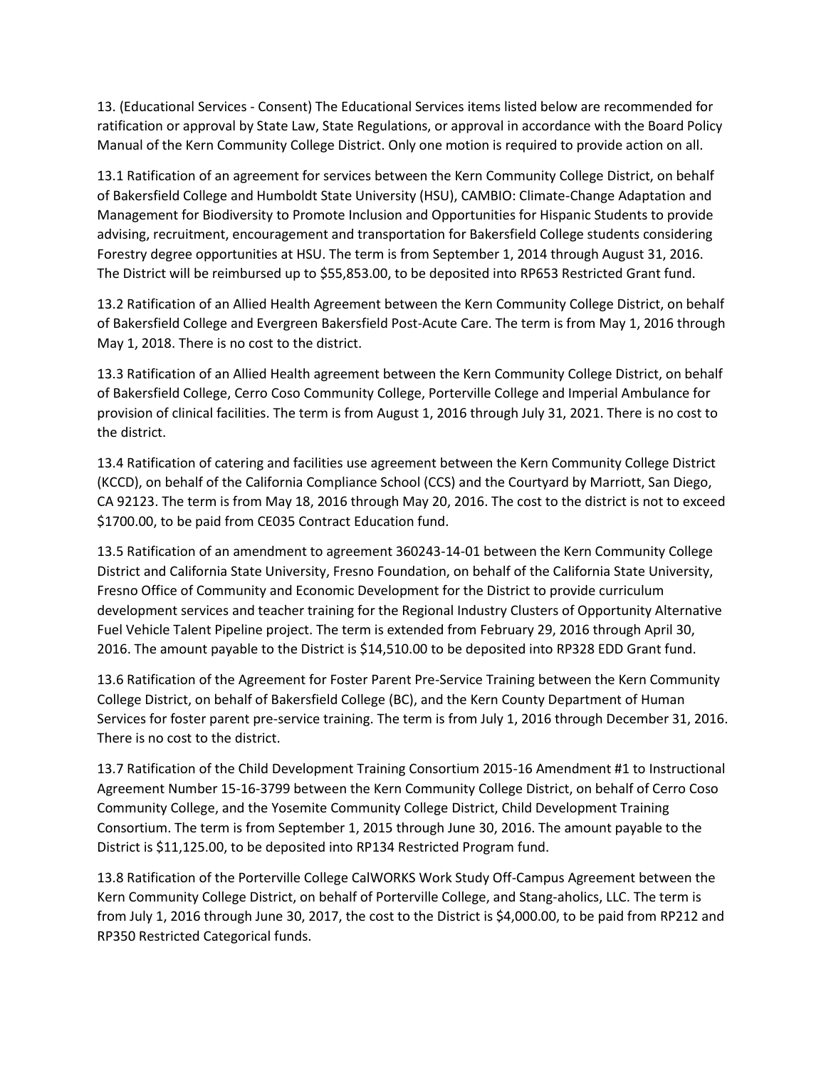13. (Educational Services - Consent) The Educational Services items listed below are recommended for ratification or approval by State Law, State Regulations, or approval in accordance with the Board Policy Manual of the Kern Community College District. Only one motion is required to provide action on all.

13.1 Ratification of an agreement for services between the Kern Community College District, on behalf of Bakersfield College and Humboldt State University (HSU), CAMBIO: Climate-Change Adaptation and Management for Biodiversity to Promote Inclusion and Opportunities for Hispanic Students to provide advising, recruitment, encouragement and transportation for Bakersfield College students considering Forestry degree opportunities at HSU. The term is from September 1, 2014 through August 31, 2016. The District will be reimbursed up to $55,853.00, to be deposited into RP653 Restricted Grant fund.

13.2 Ratification of an Allied Health Agreement between the Kern Community College District, on behalf of Bakersfield College and Evergreen Bakersfield Post-Acute Care. The term is from May 1, 2016 through May 1, 2018. There is no cost to the district.

13.3 Ratification of an Allied Health agreement between the Kern Community College District, on behalf of Bakersfield College, Cerro Coso Community College, Porterville College and Imperial Ambulance for provision of clinical facilities. The term is from August 1, 2016 through July 31, 2021. There is no cost to the district.

13.4 Ratification of catering and facilities use agreement between the Kern Community College District (KCCD), on behalf of the California Compliance School (CCS) and the Courtyard by Marriott, San Diego, CA 92123. The term is from May 18, 2016 through May 20, 2016. The cost to the district is not to exceed $1700.00, to be paid from CE035 Contract Education fund.

13.5 Ratification of an amendment to agreement 360243-14-01 between the Kern Community College District and California State University, Fresno Foundation, on behalf of the California State University, Fresno Office of Community and Economic Development for the District to provide curriculum development services and teacher training for the Regional Industry Clusters of Opportunity Alternative Fuel Vehicle Talent Pipeline project. The term is extended from February 29, 2016 through April 30, 2016. The amount payable to the District is $14,510.00 to be deposited into RP328 EDD Grant fund.

13.6 Ratification of the Agreement for Foster Parent Pre-Service Training between the Kern Community College District, on behalf of Bakersfield College (BC), and the Kern County Department of Human Services for foster parent pre-service training. The term is from July 1, 2016 through December 31, 2016. There is no cost to the district.

13.7 Ratification of the Child Development Training Consortium 2015-16 Amendment #1 to Instructional Agreement Number 15-16-3799 between the Kern Community College District, on behalf of Cerro Coso Community College, and the Yosemite Community College District, Child Development Training Consortium. The term is from September 1, 2015 through June 30, 2016. The amount payable to the District is $11,125.00, to be deposited into RP134 Restricted Program fund.

13.8 Ratification of the Porterville College CalWORKS Work Study Off-Campus Agreement between the Kern Community College District, on behalf of Porterville College, and Stang-aholics, LLC. The term is from July 1, 2016 through June 30, 2017, the cost to the District is $4,000.00, to be paid from RP212 and RP350 Restricted Categorical funds.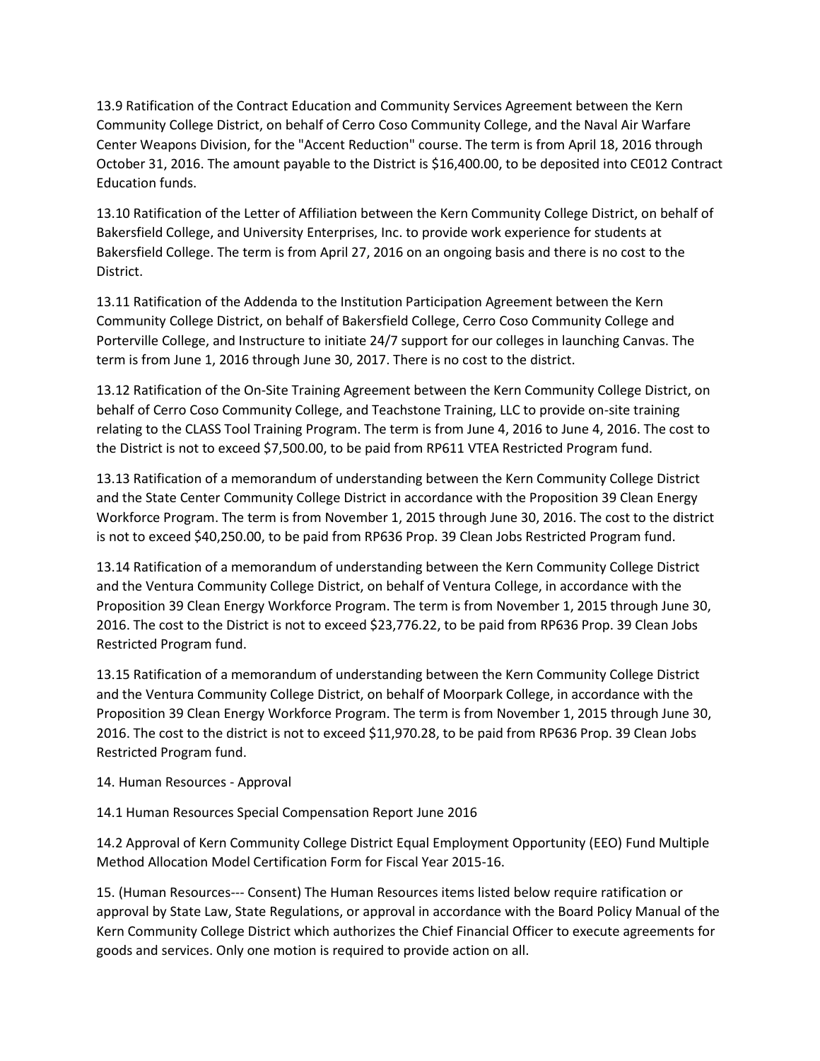13.9 Ratification of the Contract Education and Community Services Agreement between the Kern Community College District, on behalf of Cerro Coso Community College, and the Naval Air Warfare Center Weapons Division, for the "Accent Reduction" course. The term is from April 18, 2016 through October 31, 2016. The amount payable to the District is $16,400.00, to be deposited into CE012 Contract Education funds.

13.10 Ratification of the Letter of Affiliation between the Kern Community College District, on behalf of Bakersfield College, and University Enterprises, Inc. to provide work experience for students at Bakersfield College. The term is from April 27, 2016 on an ongoing basis and there is no cost to the District.

13.11 Ratification of the Addenda to the Institution Participation Agreement between the Kern Community College District, on behalf of Bakersfield College, Cerro Coso Community College and Porterville College, and Instructure to initiate 24/7 support for our colleges in launching Canvas. The term is from June 1, 2016 through June 30, 2017. There is no cost to the district.

13.12 Ratification of the On-Site Training Agreement between the Kern Community College District, on behalf of Cerro Coso Community College, and Teachstone Training, LLC to provide on-site training relating to the CLASS Tool Training Program. The term is from June 4, 2016 to June 4, 2016. The cost to the District is not to exceed $7,500.00, to be paid from RP611 VTEA Restricted Program fund.

13.13 Ratification of a memorandum of understanding between the Kern Community College District and the State Center Community College District in accordance with the Proposition 39 Clean Energy Workforce Program. The term is from November 1, 2015 through June 30, 2016. The cost to the district is not to exceed $40,250.00, to be paid from RP636 Prop. 39 Clean Jobs Restricted Program fund.

13.14 Ratification of a memorandum of understanding between the Kern Community College District and the Ventura Community College District, on behalf of Ventura College, in accordance with the Proposition 39 Clean Energy Workforce Program. The term is from November 1, 2015 through June 30, 2016. The cost to the District is not to exceed $23,776.22, to be paid from RP636 Prop. 39 Clean Jobs Restricted Program fund.

13.15 Ratification of a memorandum of understanding between the Kern Community College District and the Ventura Community College District, on behalf of Moorpark College, in accordance with the Proposition 39 Clean Energy Workforce Program. The term is from November 1, 2015 through June 30, 2016. The cost to the district is not to exceed $11,970.28, to be paid from RP636 Prop. 39 Clean Jobs Restricted Program fund.

14. Human Resources - Approval

14.1 Human Resources Special Compensation Report June 2016

14.2 Approval of Kern Community College District Equal Employment Opportunity (EEO) Fund Multiple Method Allocation Model Certification Form for Fiscal Year 2015-16.

15. (Human Resources--- Consent) The Human Resources items listed below require ratification or approval by State Law, State Regulations, or approval in accordance with the Board Policy Manual of the Kern Community College District which authorizes the Chief Financial Officer to execute agreements for goods and services. Only one motion is required to provide action on all.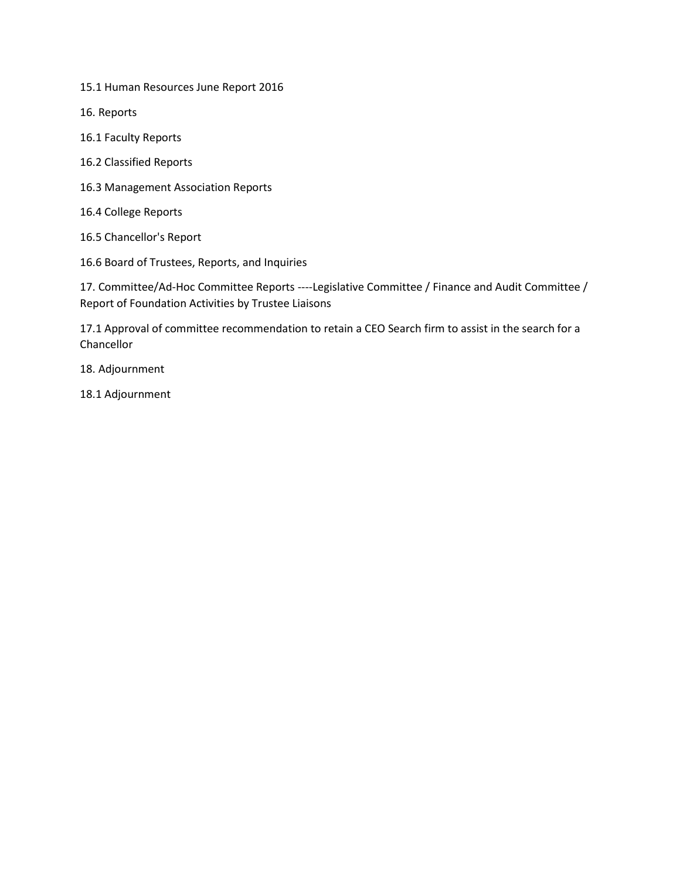15.1 Human Resources June Report 2016

16. Reports

16.1 Faculty Reports

16.2 Classified Reports

16.3 Management Association Reports

16.4 College Reports

16.5 Chancellor's Report

16.6 Board of Trustees, Reports, and Inquiries

17. Committee/Ad-Hoc Committee Reports ----Legislative Committee / Finance and Audit Committee / Report of Foundation Activities by Trustee Liaisons

17.1 Approval of committee recommendation to retain a CEO Search firm to assist in the search for a Chancellor

18. Adjournment

18.1 Adjournment